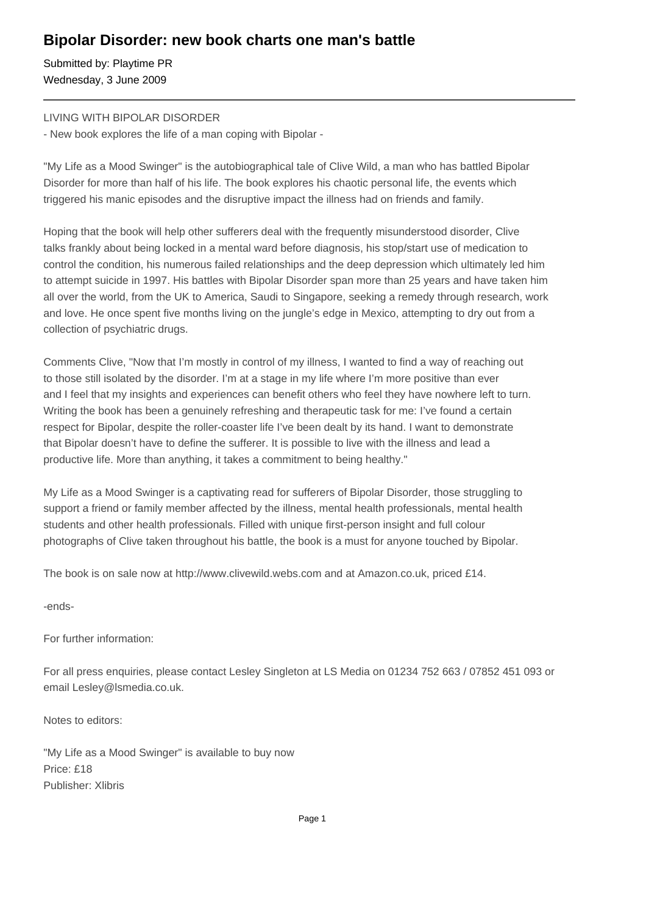# Bipolar Disorder: new book charts one man's battle

Submitted by: Playtime PR
Wednesday, 3 June 2009

---

LIVING WITH BIPOLAR DISORDER

- New book explores the life of a man coping with Bipolar -

"My Life as a Mood Swinger" is the autobiographical tale of Clive Wild, a man who has battled Bipolar Disorder for more than half of his life. The book explores his chaotic personal life, the events which triggered his manic episodes and the disruptive impact the illness had on friends and family.

Hoping that the book will help other sufferers deal with the frequently misunderstood disorder, Clive talks frankly about being locked in a mental ward before diagnosis, his stop/start use of medication to control the condition, his numerous failed relationships and the deep depression which ultimately led him to attempt suicide in 1997. His battles with Bipolar Disorder span more than 25 years and have taken him all over the world, from the UK to America, Saudi to Singapore, seeking a remedy through research, work and love. He once spent five months living on the jungle's edge in Mexico, attempting to dry out from a collection of psychiatric drugs.

Comments Clive, "Now that I'm mostly in control of my illness, I wanted to find a way of reaching out to those still isolated by the disorder. I'm at a stage in my life where I'm more positive than ever and I feel that my insights and experiences can benefit others who feel they have nowhere left to turn. Writing the book has been a genuinely refreshing and therapeutic task for me: I've found a certain respect for Bipolar, despite the roller-coaster life I've been dealt by its hand. I want to demonstrate that Bipolar doesn't have to define the sufferer. It is possible to live with the illness and lead a productive life. More than anything, it takes a commitment to being healthy."

My Life as a Mood Swinger is a captivating read for sufferers of Bipolar Disorder, those struggling to support a friend or family member affected by the illness, mental health professionals, mental health students and other health professionals. Filled with unique first-person insight and full colour photographs of Clive taken throughout his battle, the book is a must for anyone touched by Bipolar.

The book is on sale now at http://www.clivewild.webs.com and at Amazon.co.uk, priced £14.

-ends-

For further information:

For all press enquiries, please contact Lesley Singleton at LS Media on 01234 752 663 / 07852 451 093 or email Lesley@lsmedia.co.uk.

Notes to editors:

"My Life as a Mood Swinger" is available to buy now
Price: £18
Publisher: Xlibris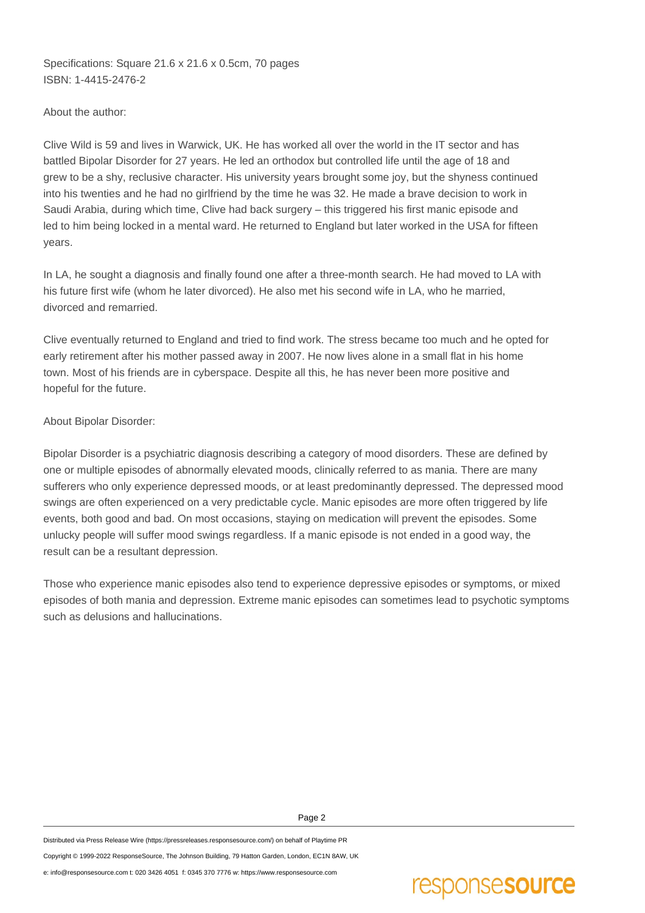Specifications: Square 21.6 x 21.6 x 0.5cm, 70 pages
ISBN: 1-4415-2476-2

About the author:

Clive Wild is 59 and lives in Warwick, UK. He has worked all over the world in the IT sector and has battled Bipolar Disorder for 27 years. He led an orthodox but controlled life until the age of 18 and grew to be a shy, reclusive character. His university years brought some joy, but the shyness continued into his twenties and he had no girlfriend by the time he was 32. He made a brave decision to work in Saudi Arabia, during which time, Clive had back surgery – this triggered his first manic episode and led to him being locked in a mental ward. He returned to England but later worked in the USA for fifteen years.

In LA, he sought a diagnosis and finally found one after a three-month search. He had moved to LA with his future first wife (whom he later divorced). He also met his second wife in LA, who he married, divorced and remarried.

Clive eventually returned to England and tried to find work. The stress became too much and he opted for early retirement after his mother passed away in 2007. He now lives alone in a small flat in his home town. Most of his friends are in cyberspace. Despite all this, he has never been more positive and hopeful for the future.

About Bipolar Disorder:

Bipolar Disorder is a psychiatric diagnosis describing a category of mood disorders. These are defined by one or multiple episodes of abnormally elevated moods, clinically referred to as mania. There are many sufferers who only experience depressed moods, or at least predominantly depressed. The depressed mood swings are often experienced on a very predictable cycle. Manic episodes are more often triggered by life events, both good and bad. On most occasions, staying on medication will prevent the episodes. Some unlucky people will suffer mood swings regardless. If a manic episode is not ended in a good way, the result can be a resultant depression.

Those who experience manic episodes also tend to experience depressive episodes or symptoms, or mixed episodes of both mania and depression. Extreme manic episodes can sometimes lead to psychotic symptoms such as delusions and hallucinations.